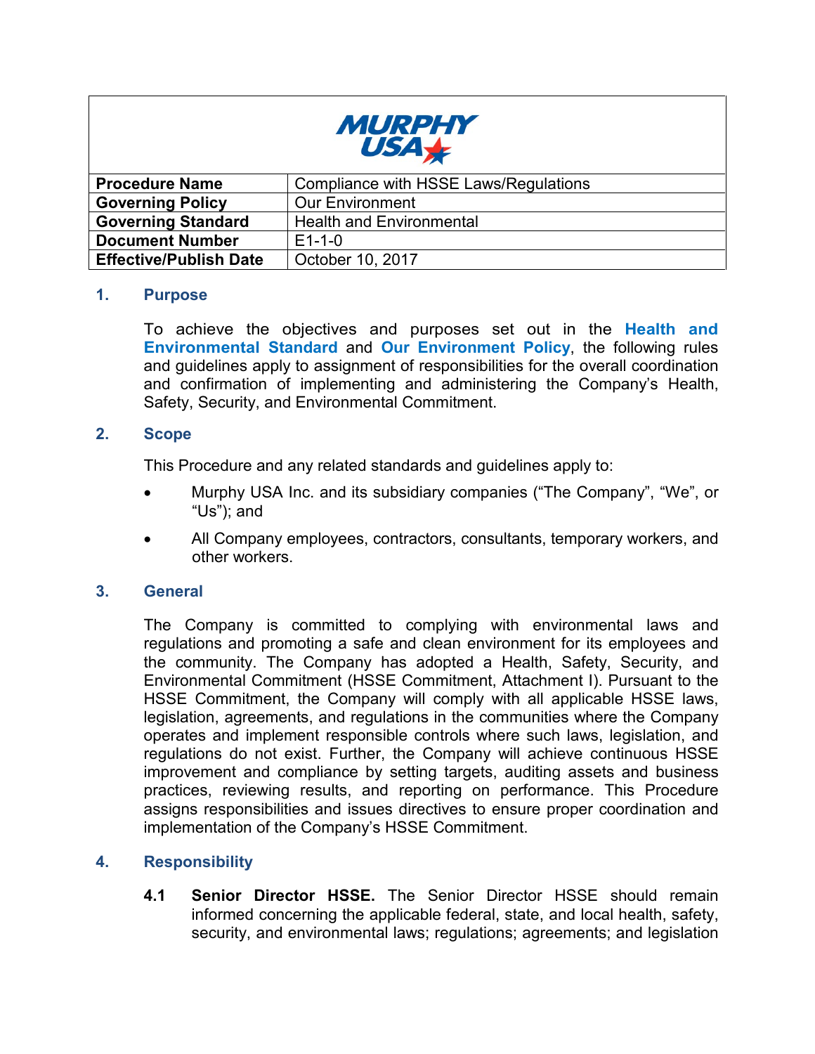MURPHY USA

| Procedure Name | Compliance with HSSE Laws/Regulations |
| --- | --- |
| Governing Policy | Our Environment |
| Governing Standard | Health and Environmental |
| Document Number | E1-1-0 |
| Effective/Publish Date | October 10, 2017 |

## 1. Purpose

To achieve the objectives and purposes set out in the **Health and Environmental Standard** and **Our Environment Policy**, the following rules and guidelines apply to assignment of responsibilities for the overall coordination and confirmation of implementing and administering the Company's Health, Safety, Security, and Environmental Commitment.

## 2. Scope

This Procedure and any related standards and guidelines apply to:

- Murphy USA Inc. and its subsidiary companies ("The Company", "We", or "Us"); and
- All Company employees, contractors, consultants, temporary workers, and other workers.

## 3. General

The Company is committed to complying with environmental laws and regulations and promoting a safe and clean environment for its employees and the community. The Company has adopted a Health, Safety, Security, and Environmental Commitment (HSSE Commitment, Attachment I). Pursuant to the HSSE Commitment, the Company will comply with all applicable HSSE laws, legislation, agreements, and regulations in the communities where the Company operates and implement responsible controls where such laws, legislation, and regulations do not exist. Further, the Company will achieve continuous HSSE improvement and compliance by setting targets, auditing assets and business practices, reviewing results, and reporting on performance. This Procedure assigns responsibilities and issues directives to ensure proper coordination and implementation of the Company's HSSE Commitment.

## 4. Responsibility

**4.1 Senior Director HSSE.** The Senior Director HSSE should remain informed concerning the applicable federal, state, and local health, safety, security, and environmental laws; regulations; agreements; and legislation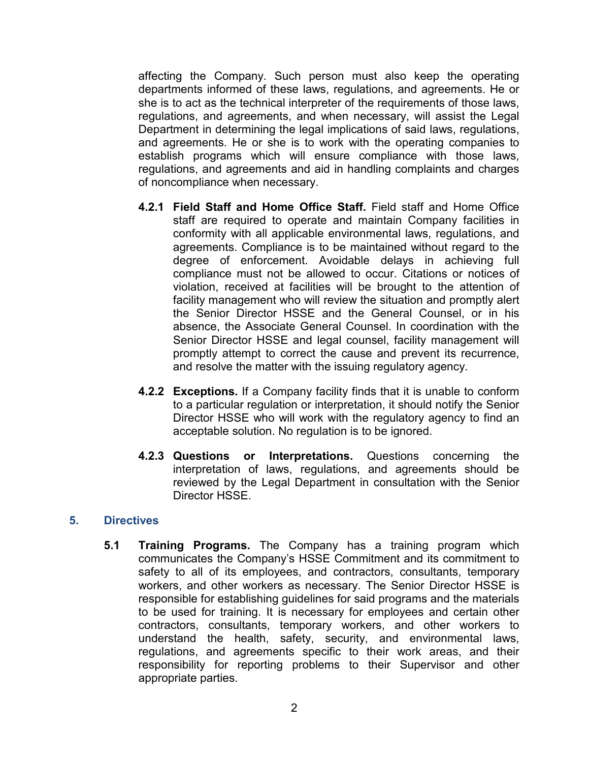affecting the Company. Such person must also keep the operating departments informed of these laws, regulations, and agreements. He or she is to act as the technical interpreter of the requirements of those laws, regulations, and agreements, and when necessary, will assist the Legal Department in determining the legal implications of said laws, regulations, and agreements. He or she is to work with the operating companies to establish programs which will ensure compliance with those laws, regulations, and agreements and aid in handling complaints and charges of noncompliance when necessary.

**4.2.1 Field Staff and Home Office Staff.** Field staff and Home Office staff are required to operate and maintain Company facilities in conformity with all applicable environmental laws, regulations, and agreements. Compliance is to be maintained without regard to the degree of enforcement. Avoidable delays in achieving full compliance must not be allowed to occur. Citations or notices of violation, received at facilities will be brought to the attention of facility management who will review the situation and promptly alert the Senior Director HSSE and the General Counsel, or in his absence, the Associate General Counsel. In coordination with the Senior Director HSSE and legal counsel, facility management will promptly attempt to correct the cause and prevent its recurrence, and resolve the matter with the issuing regulatory agency.

**4.2.2 Exceptions.** If a Company facility finds that it is unable to conform to a particular regulation or interpretation, it should notify the Senior Director HSSE who will work with the regulatory agency to find an acceptable solution. No regulation is to be ignored.

**4.2.3 Questions or Interpretations.** Questions concerning the interpretation of laws, regulations, and agreements should be reviewed by the Legal Department in consultation with the Senior Director HSSE.

## 5. Directives

**5.1 Training Programs.** The Company has a training program which communicates the Company's HSSE Commitment and its commitment to safety to all of its employees, and contractors, consultants, temporary workers, and other workers as necessary. The Senior Director HSSE is responsible for establishing guidelines for said programs and the materials to be used for training. It is necessary for employees and certain other contractors, consultants, temporary workers, and other workers to understand the health, safety, security, and environmental laws, regulations, and agreements specific to their work areas, and their responsibility for reporting problems to their Supervisor and other appropriate parties.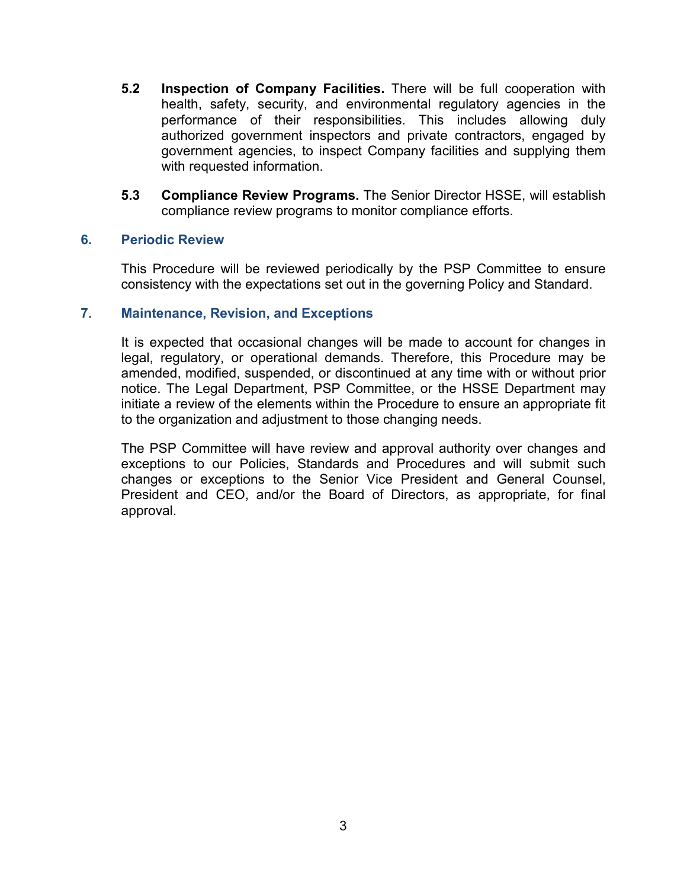**5.2 Inspection of Company Facilities.** There will be full cooperation with health, safety, security, and environmental regulatory agencies in the performance of their responsibilities. This includes allowing duly authorized government inspectors and private contractors, engaged by government agencies, to inspect Company facilities and supplying them with requested information.

**5.3 Compliance Review Programs.** The Senior Director HSSE, will establish compliance review programs to monitor compliance efforts.

## 6. Periodic Review

This Procedure will be reviewed periodically by the PSP Committee to ensure consistency with the expectations set out in the governing Policy and Standard.

## 7. Maintenance, Revision, and Exceptions

It is expected that occasional changes will be made to account for changes in legal, regulatory, or operational demands. Therefore, this Procedure may be amended, modified, suspended, or discontinued at any time with or without prior notice. The Legal Department, PSP Committee, or the HSSE Department may initiate a review of the elements within the Procedure to ensure an appropriate fit to the organization and adjustment to those changing needs.

The PSP Committee will have review and approval authority over changes and exceptions to our Policies, Standards and Procedures and will submit such changes or exceptions to the Senior Vice President and General Counsel, President and CEO, and/or the Board of Directors, as appropriate, for final approval.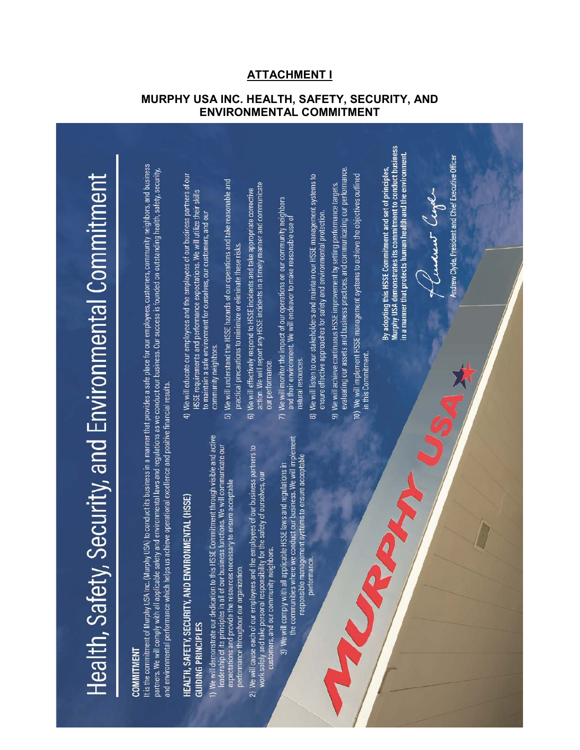## ATTACHMENT I

## MURPHY USA INC. HEALTH, SAFETY, SECURITY, AND ENVIRONMENTAL COMMITMENT

# Health, Safety, Security, and Environmental Commitment

### COMMITMENT

It is the commitment of Murphy USA Inc. (Murphy USA) to conduct its business in a manner that provides a safe place for our employees, customers, community neighbors, and business partners. We will comply with all applicable safety and environmental laws and regulations as we conduct our business. Our success is founded on outstanding health, safety, security, and environmental performance which helps us achieve operational excellence and positive financial results.

### HEALTH, SAFETY, SECURITY, AND ENVIRONMENTAL (HSSE) GUIDING PRINCIPLES

1) We will demonstrate our dedication to this HSSE Commitment through visible and active leadership of its principles in all of our business functions. We will communicate our expectations and provide the resources necessary to ensure acceptable performance throughout our organization.

2) We will cause each of our employees and the employees of our business partners to work safely and take personal responsibility for the safety of ourselves, our customers, and our community neighbors.

3) We will comply with all applicable HSSE laws and regulations in the communities where we conduct our business. We will implement responsible management systems to ensure acceptable performance.

4) We will educate our employees and the employees of our business partners of our HSSE requirements and performance expectations. We will utilize their skills to maintain a safe environment for ourselves, our customers, and our community neighbors.

5) We will understand the HSSE hazards of our operations and take reasonable and practical precautions to minimize or eliminate these risks.

6) We will effectively respond to HSSE incidents and take appropriate corrective action. We will report any HSSE incidents in a timely manner and communicate our performance.

7) We will monitor the impact of our operations on our community neighbors and their environment. We will endeavor to make reasonable use of natural resources.

8) We will listen to our stakeholders and maintain our HSSE management systems to ensure effective approaches for safety and environmental protection.

9) We will achieve continuous HSSE improvement by setting performance targets, evaluating our assets and business practices, and communicating our performance.

10) We will implement HSSE management systems to achieve the objectives outlined in this Commitment.

**By adopting this HSSE Commitment and set of principles, Murphy USA demonstrates its commitment to conduct business in a manner that protects human health and the environment.**

Andrew Clyde, President and Chief Executive Officer